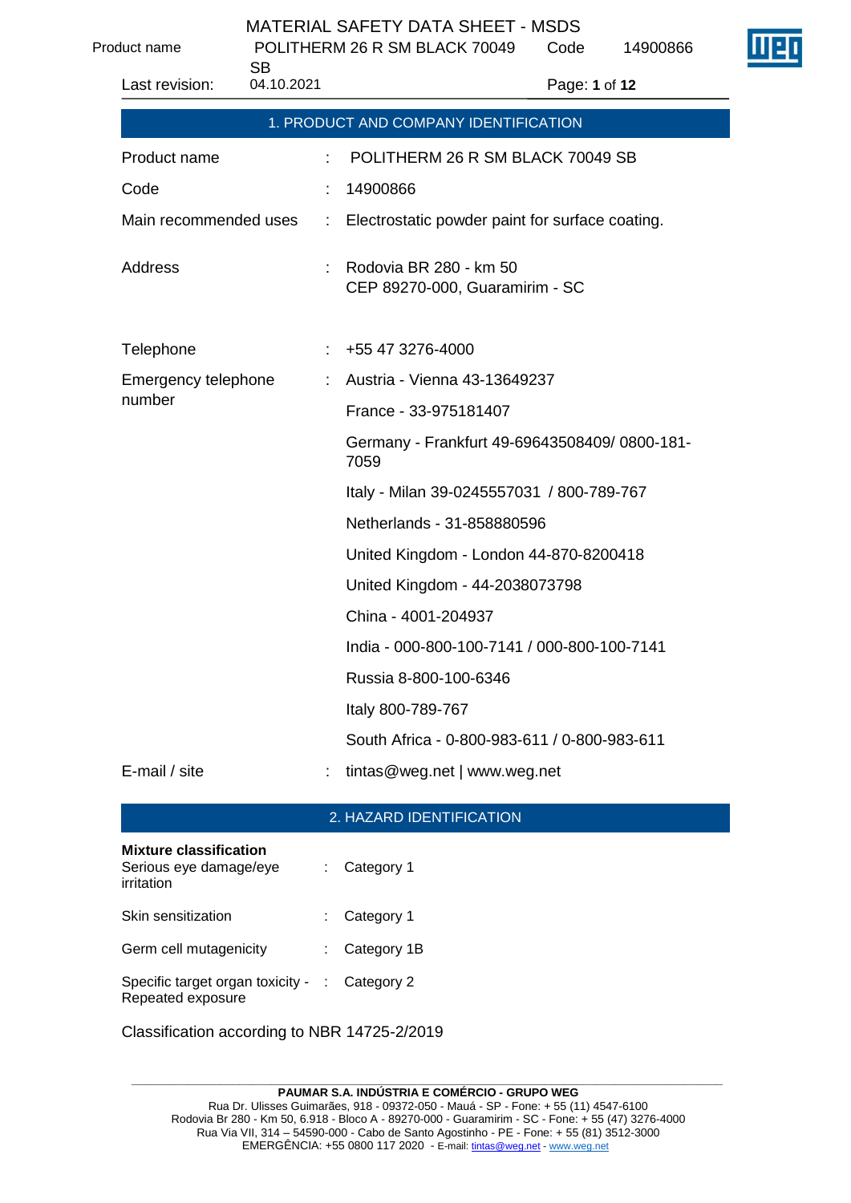## 1. PRODUCT AND COMPANY IDENTIFICATION

| | | |
|---|---|---|
| Product name | : | POLITHERM 26 R SM BLACK 70049 SB |
| Code | : | 14900866 |
| Main recommended uses | : | Electrostatic powder paint for surface coating. |
| Address | : | Rodovia BR 280 - km 50<br>CEP 89270-000, Guaramirim - SC |
| Telephone | : | +55 47 3276-4000 |
| Emergency telephone number | : | Austria - Vienna 43-13649237<br>France - 33-975181407<br>Germany - Frankfurt 49-69643508409/ 0800-181-7059<br>Italy - Milan 39-0245557031 / 800-789-767<br>Netherlands - 31-858880596<br>United Kingdom - London 44-870-8200418<br>United Kingdom - 44-2038073798<br>China - 4001-204937<br>India - 000-800-100-7141 / 000-800-100-7141<br>Russia 8-800-100-6346<br>Italy 800-789-767<br>South Africa - 0-800-983-611 / 0-800-983-611 |
| E-mail / site | : | tintas@weg.net \| www.weg.net |

## 2. HAZARD IDENTIFICATION

**Mixture classification**

| | | |
|---|---|---|
| Serious eye damage/eye irritation | : | Category 1 |
| Skin sensitization | : | Category 1 |
| Germ cell mutagenicity | : | Category 1B |
| Specific target organ toxicity - Repeated exposure | : | Category 2 |

Classification according to NBR 14725-2/2019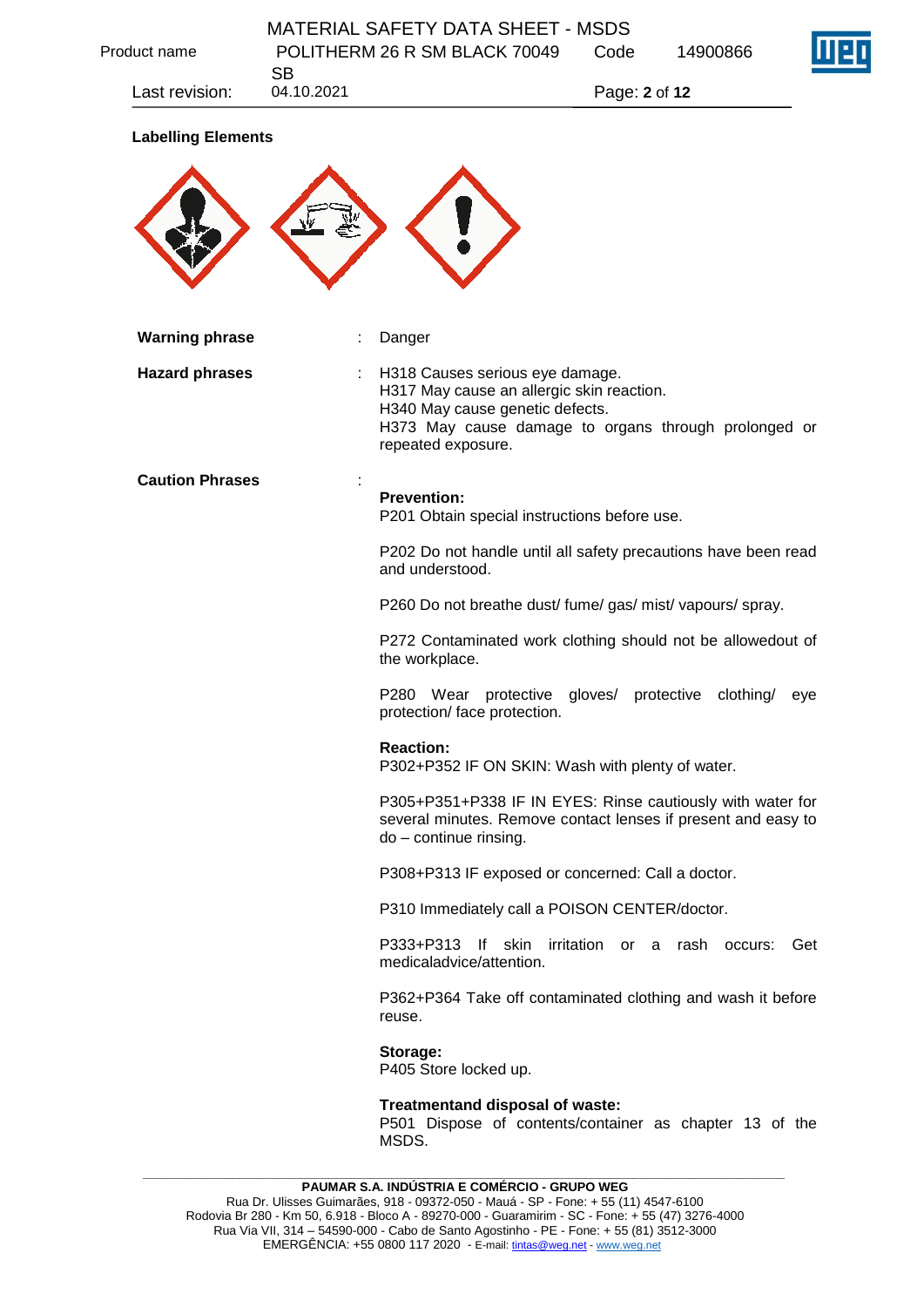**Labelling Elements**

| | | |
|---|---|---|
| **Warning phrase** | : | Danger |
| **Hazard phrases** | : | H318 Causes serious eye damage.<br>H317 May cause an allergic skin reaction.<br>H340 May cause genetic defects.<br>H373 May cause damage to organs through prolonged or repeated exposure. |
| **Caution Phrases** | : | |

**Prevention:**

P201 Obtain special instructions before use.

P202 Do not handle until all safety precautions have been read and understood.

P260 Do not breathe dust/ fume/ gas/ mist/ vapours/ spray.

P272 Contaminated work clothing should not be allowedout of the workplace.

P280 Wear protective gloves/ protective clothing/ eye protection/ face protection.

**Reaction:**

P302+P352 IF ON SKIN: Wash with plenty of water.

P305+P351+P338 IF IN EYES: Rinse cautiously with water for several minutes. Remove contact lenses if present and easy to do – continue rinsing.

P308+P313 IF exposed or concerned: Call a doctor.

P310 Immediately call a POISON CENTER/doctor.

P333+P313 If skin irritation or a rash occurs: Get medicaladvice/attention.

P362+P364 Take off contaminated clothing and wash it before reuse.

**Storage:**

P405 Store locked up.

**Treatmentand disposal of waste:**

P501 Dispose of contents/container as chapter 13 of the MSDS.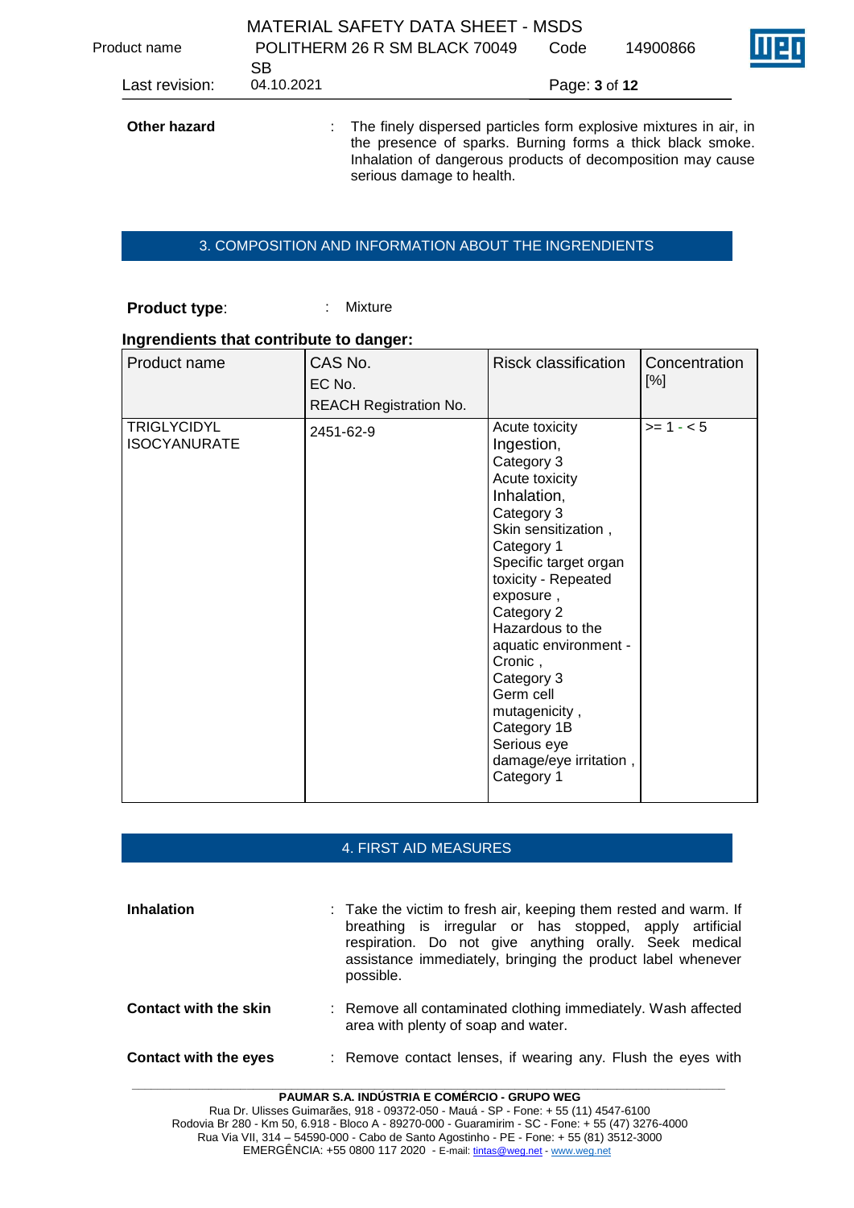**Other hazard** : The finely dispersed particles form explosive mixtures in air, in the presence of sparks. Burning forms a thick black smoke. Inhalation of dangerous products of decomposition may cause serious damage to health.

## 3. COMPOSITION AND INFORMATION ABOUT THE INGRENDIENTS

**Product type**: : Mixture

**Ingrendients that contribute to danger:**

| Product name | CAS No.<br>EC No.<br>REACH Registration No. | Risck classification | Concentration [%] |
|---|---|---|---|
| TRIGLYCIDYL ISOCYANURATE | 2451-62-9 | Acute toxicity Ingestion, Category 3<br>Acute toxicity Inhalation, Category 3<br>Skin sensitization , Category 1<br>Specific target organ toxicity - Repeated exposure , Category 2<br>Hazardous to the aquatic environment - Cronic , Category 3<br>Germ cell mutagenicity , Category 1B<br>Serious eye damage/eye irritation , Category 1 | >= 1 - < 5 |

## 4. FIRST AID MEASURES

**Inhalation** : Take the victim to fresh air, keeping them rested and warm. If breathing is irregular or has stopped, apply artificial respiration. Do not give anything orally. Seek medical assistance immediately, bringing the product label whenever possible.

**Contact with the skin** : Remove all contaminated clothing immediately. Wash affected area with plenty of soap and water.

**Contact with the eyes** : Remove contact lenses, if wearing any. Flush the eyes with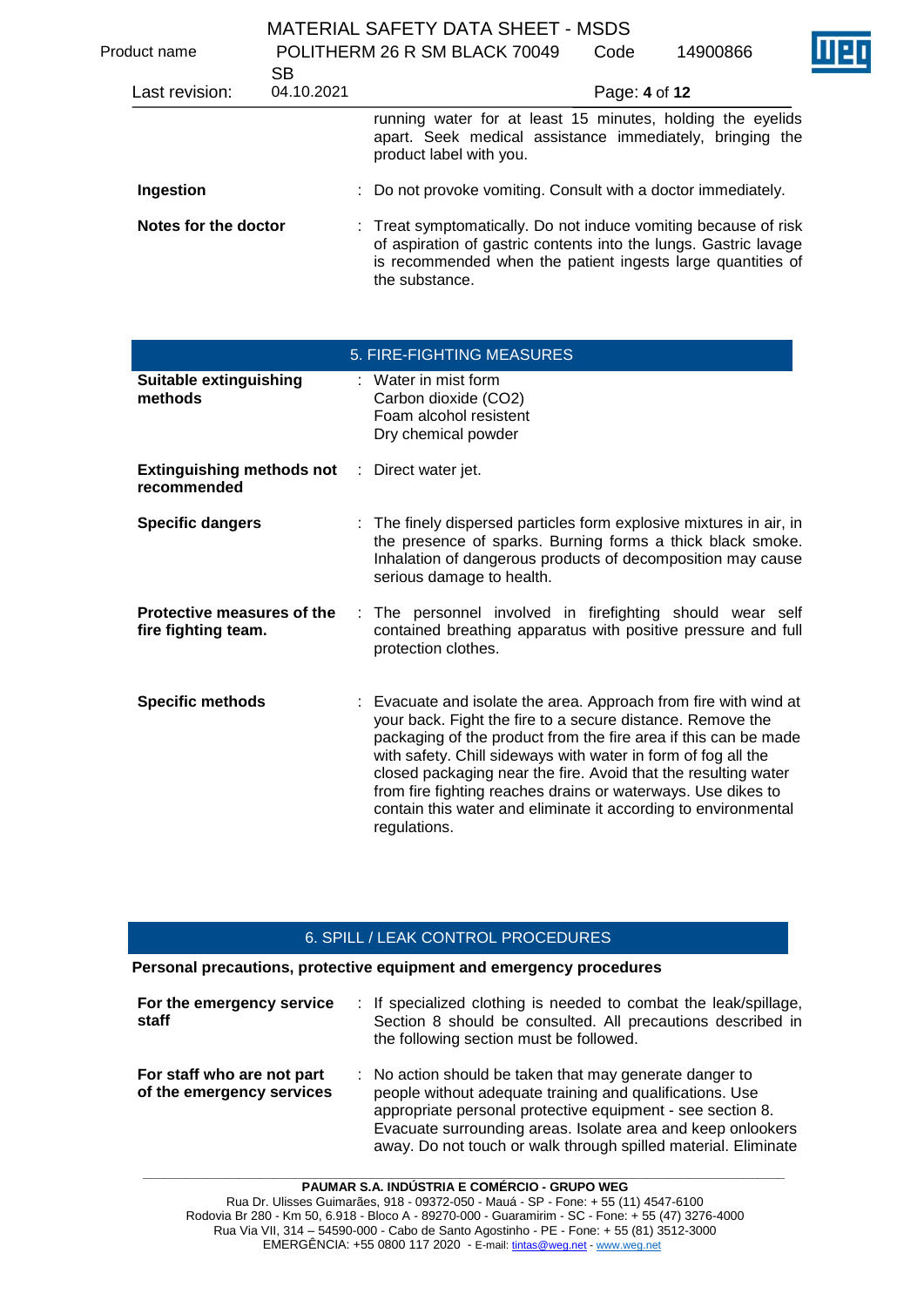running water for at least 15 minutes, holding the eyelids apart. Seek medical assistance immediately, bringing the product label with you.

**Ingestion** : Do not provoke vomiting. Consult with a doctor immediately.

**Notes for the doctor** : Treat symptomatically. Do not induce vomiting because of risk of aspiration of gastric contents into the lungs. Gastric lavage is recommended when the patient ingests large quantities of the substance.

## 5. FIRE-FIGHTING MEASURES

**Suitable extinguishing methods** : Water in mist form
Carbon dioxide (CO2)
Foam alcohol resistent
Dry chemical powder

**Extinguishing methods not recommended** : Direct water jet.

**Specific dangers** : The finely dispersed particles form explosive mixtures in air, in the presence of sparks. Burning forms a thick black smoke. Inhalation of dangerous products of decomposition may cause serious damage to health.

**Protective measures of the fire fighting team.** : The personnel involved in firefighting should wear self contained breathing apparatus with positive pressure and full protection clothes.

**Specific methods** : Evacuate and isolate the area. Approach from fire with wind at your back. Fight the fire to a secure distance. Remove the packaging of the product from the fire area if this can be made with safety. Chill sideways with water in form of fog all the closed packaging near the fire. Avoid that the resulting water from fire fighting reaches drains or waterways. Use dikes to contain this water and eliminate it according to environmental regulations.

## 6. SPILL / LEAK CONTROL PROCEDURES

**Personal precautions, protective equipment and emergency procedures**

**For the emergency service staff** : If specialized clothing is needed to combat the leak/spillage, Section 8 should be consulted. All precautions described in the following section must be followed.

**For staff who are not part of the emergency services** : No action should be taken that may generate danger to people without adequate training and qualifications. Use appropriate personal protective equipment - see section 8. Evacuate surrounding areas. Isolate area and keep onlookers away. Do not touch or walk through spilled material. Eliminate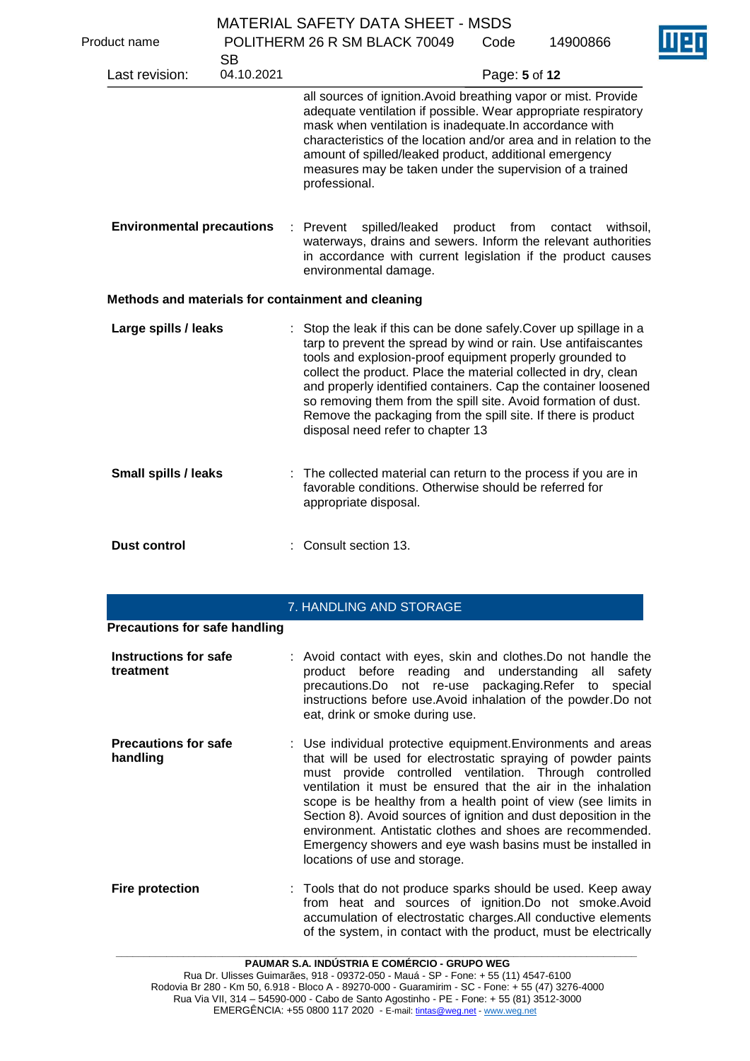all sources of ignition.Avoid breathing vapor or mist. Provide adequate ventilation if possible. Wear appropriate respiratory mask when ventilation is inadequate.In accordance with characteristics of the location and/or area and in relation to the amount of spilled/leaked product, additional emergency measures may be taken under the supervision of a trained professional.

**Environmental precautions** : Prevent spilled/leaked product from contact withsoil, waterways, drains and sewers. Inform the relevant authorities in accordance with current legislation if the product causes environmental damage.

**Methods and materials for containment and cleaning**

**Large spills / leaks** : Stop the leak if this can be done safely.Cover up spillage in a tarp to prevent the spread by wind or rain. Use antifaiscantes tools and explosion-proof equipment properly grounded to collect the product. Place the material collected in dry, clean and properly identified containers. Cap the container loosened so removing them from the spill site. Avoid formation of dust. Remove the packaging from the spill site. If there is product disposal need refer to chapter 13

**Small spills / leaks** : The collected material can return to the process if you are in favorable conditions. Otherwise should be referred for appropriate disposal.

**Dust control** : Consult section 13.

## 7. HANDLING AND STORAGE

**Precautions for safe handling**

**Instructions for safe treatment** : Avoid contact with eyes, skin and clothes.Do not handle the product before reading and understanding all safety precautions.Do not re-use packaging.Refer to special instructions before use.Avoid inhalation of the powder.Do not eat, drink or smoke during use.

**Precautions for safe handling** : Use individual protective equipment.Environments and areas that will be used for electrostatic spraying of powder paints must provide controlled ventilation. Through controlled ventilation it must be ensured that the air in the inhalation scope is be healthy from a health point of view (see limits in Section 8). Avoid sources of ignition and dust deposition in the environment. Antistatic clothes and shoes are recommended. Emergency showers and eye wash basins must be installed in locations of use and storage.

**Fire protection** : Tools that do not produce sparks should be used. Keep away from heat and sources of ignition.Do not smoke.Avoid accumulation of electrostatic charges.All conductive elements of the system, in contact with the product, must be electrically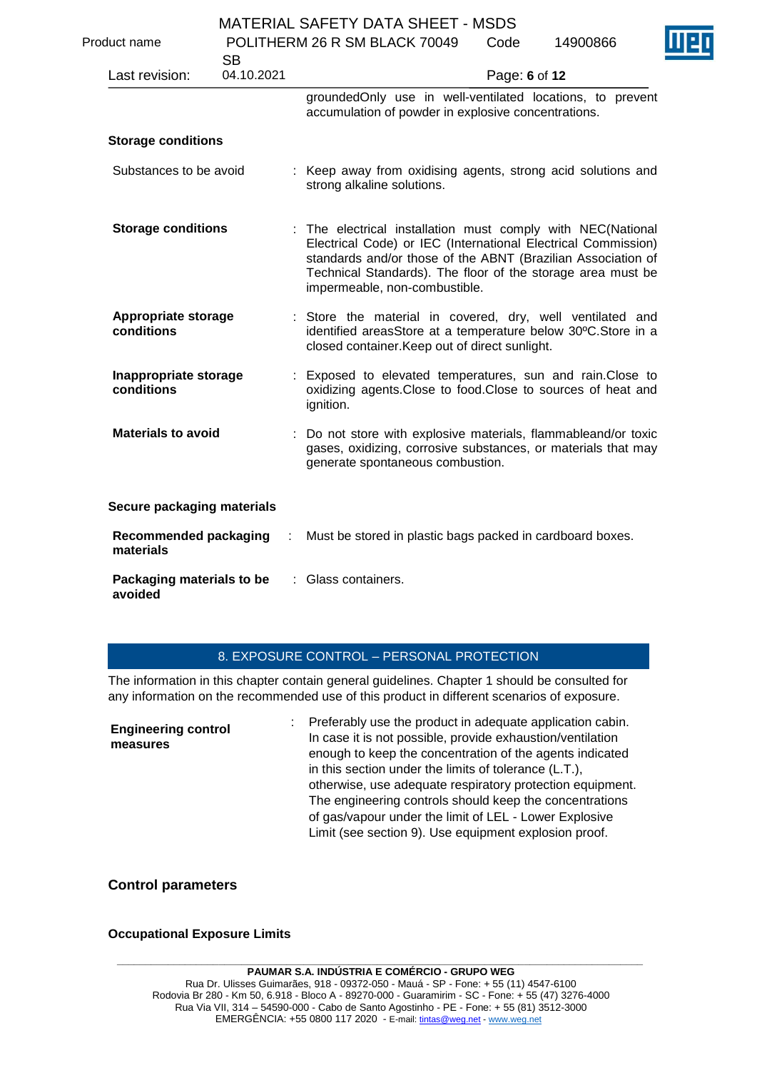groundedOnly use in well-ventilated locations, to prevent accumulation of powder in explosive concentrations.

**Storage conditions**

| | |
|---|---|
| Substances to be avoid | : Keep away from oxidising agents, strong acid solutions and strong alkaline solutions. |
| **Storage conditions** | : The electrical installation must comply with NEC(National Electrical Code) or IEC (International Electrical Commission) standards and/or those of the ABNT (Brazilian Association of Technical Standards). The floor of the storage area must be impermeable, non-combustible. |
| **Appropriate storage conditions** | : Store the material in covered, dry, well ventilated and identified areasStore at a temperature below 30ºC.Store in a closed container.Keep out of direct sunlight. |
| **Inappropriate storage conditions** | : Exposed to elevated temperatures, sun and rain.Close to oxidizing agents.Close to food.Close to sources of heat and ignition. |
| **Materials to avoid** | : Do not store with explosive materials, flammableand/or toxic gases, oxidizing, corrosive substances, or materials that may generate spontaneous combustion. |

**Secure packaging materials**

| | |
|---|---|
| **Recommended packaging materials** | : Must be stored in plastic bags packed in cardboard boxes. |
| **Packaging materials to be avoided** | : Glass containers. |

## 8. EXPOSURE CONTROL – PERSONAL PROTECTION

The information in this chapter contain general guidelines. Chapter 1 should be consulted for any information on the recommended use of this product in different scenarios of exposure.

| | |
|---|---|
| **Engineering control measures** | : Preferably use the product in adequate application cabin. In case it is not possible, provide exhaustion/ventilation enough to keep the concentration of the agents indicated in this section under the limits of tolerance (L.T.), otherwise, use adequate respiratory protection equipment. The engineering controls should keep the concentrations of gas/vapour under the limit of LEL - Lower Explosive Limit (see section 9). Use equipment explosion proof. |

### Control parameters

**Occupational Exposure Limits**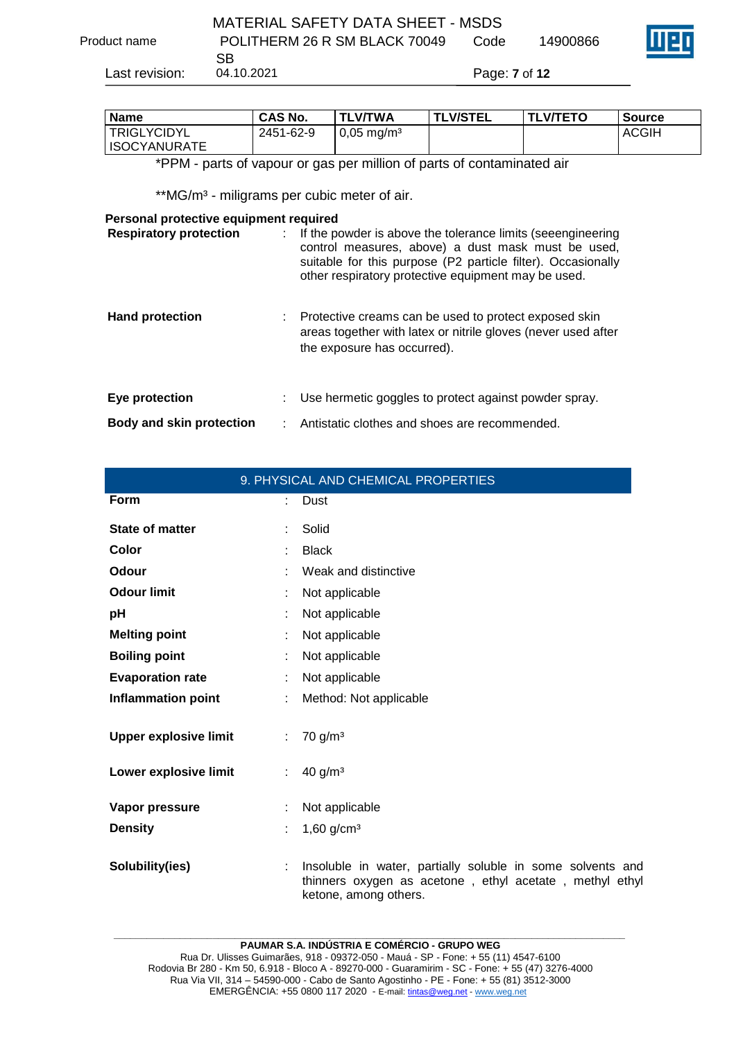| Name | CAS No. | TLV/TWA | TLV/STEL | TLV/TETO | Source |
|---|---|---|---|---|---|
| TRIGLYCIDYL ISOCYANURATE | 2451-62-9 | 0,05 mg/m³ | | | ACGIH |

*PPM - parts of vapour or gas per million of parts of contaminated air

**MG/m³ - miligrams per cubic meter of air.

**Personal protective equipment required**

**Respiratory protection** : If the powder is above the tolerance limits (seeengineering control measures, above) a dust mask must be used, suitable for this purpose (P2 particle filter). Occasionally other respiratory protective equipment may be used.

**Hand protection** : Protective creams can be used to protect exposed skin areas together with latex or nitrile gloves (never used after the exposure has occurred).

**Eye protection** : Use hermetic goggles to protect against powder spray.

**Body and skin protection** : Antistatic clothes and shoes are recommended.

## 9. PHYSICAL AND CHEMICAL PROPERTIES

**Form** : Dust

**State of matter** : Solid

**Color** : Black

**Odour** : Weak and distinctive

**Odour limit** : Not applicable

**pH** : Not applicable

**Melting point** : Not applicable

**Boiling point** : Not applicable

**Evaporation rate** : Not applicable

**Inflammation point** : Method: Not applicable

**Upper explosive limit** : 70 g/m³

**Lower explosive limit** : 40 g/m³

**Vapor pressure** : Not applicable

**Density** : 1,60 g/cm³

**Solubility(ies)** : Insoluble in water, partially soluble in some solvents and thinners oxygen as acetone , ethyl acetate , methyl ethyl ketone, among others.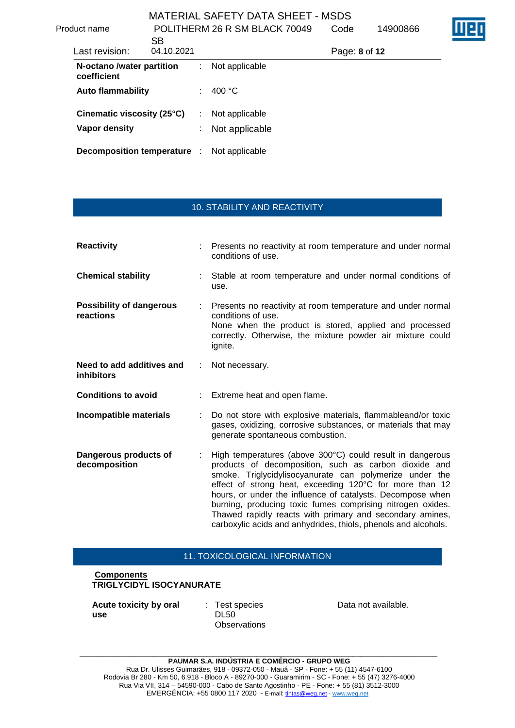**N-octano /water partition coefficient** : Not applicable

**Auto flammability** : 400 °C

**Cinematic viscosity (25°C)** : Not applicable

**Vapor density** : Not applicable

**Decomposition temperature** : Not applicable

## 10. STABILITY AND REACTIVITY

**Reactivity** : Presents no reactivity at room temperature and under normal conditions of use.

**Chemical stability** : Stable at room temperature and under normal conditions of use.

**Possibility of dangerous reactions** : Presents no reactivity at room temperature and under normal conditions of use.
None when the product is stored, applied and processed correctly. Otherwise, the mixture powder air mixture could ignite.

**Need to add additives and inhibitors** : Not necessary.

**Conditions to avoid** : Extreme heat and open flame.

**Incompatible materials** : Do not store with explosive materials, flammableand/or toxic gases, oxidizing, corrosive substances, or materials that may generate spontaneous combustion.

**Dangerous products of decomposition** : High temperatures (above 300°C) could result in dangerous products of decomposition, such as carbon dioxide and smoke. Triglycidylisocyanurate can polymerize under the effect of strong heat, exceeding 120°C for more than 12 hours, or under the influence of catalysts. Decompose when burning, producing toxic fumes comprising nitrogen oxides. Thawed rapidly reacts with primary and secondary amines, carboxylic acids and anhydrides, thiols, phenols and alcohols.

## 11. TOXICOLOGICAL INFORMATION

**Components**
**TRIGLYCIDYL ISOCYANURATE**

**Acute toxicity by oral use** : Test species
DL50
Observations

Data not available.

**PAUMAR S.A. INDÚSTRIA E COMÉRCIO - GRUPO WEG**
Rua Dr. Ulisses Guimarães, 918 - 09372-050 - Mauá - SP - Fone: + 55 (11) 4547-6100
Rodovia Br 280 - Km 50, 6.918 - Bloco A - 89270-000 - Guaramirim - SC - Fone: + 55 (47) 3276-4000
Rua Via VII, 314 – 54590-000 - Cabo de Santo Agostinho - PE - Fone: + 55 (81) 3512-3000
EMERGÊNCIA: +55 0800 117 2020 - E-mail: tintas@weg.net - www.weg.net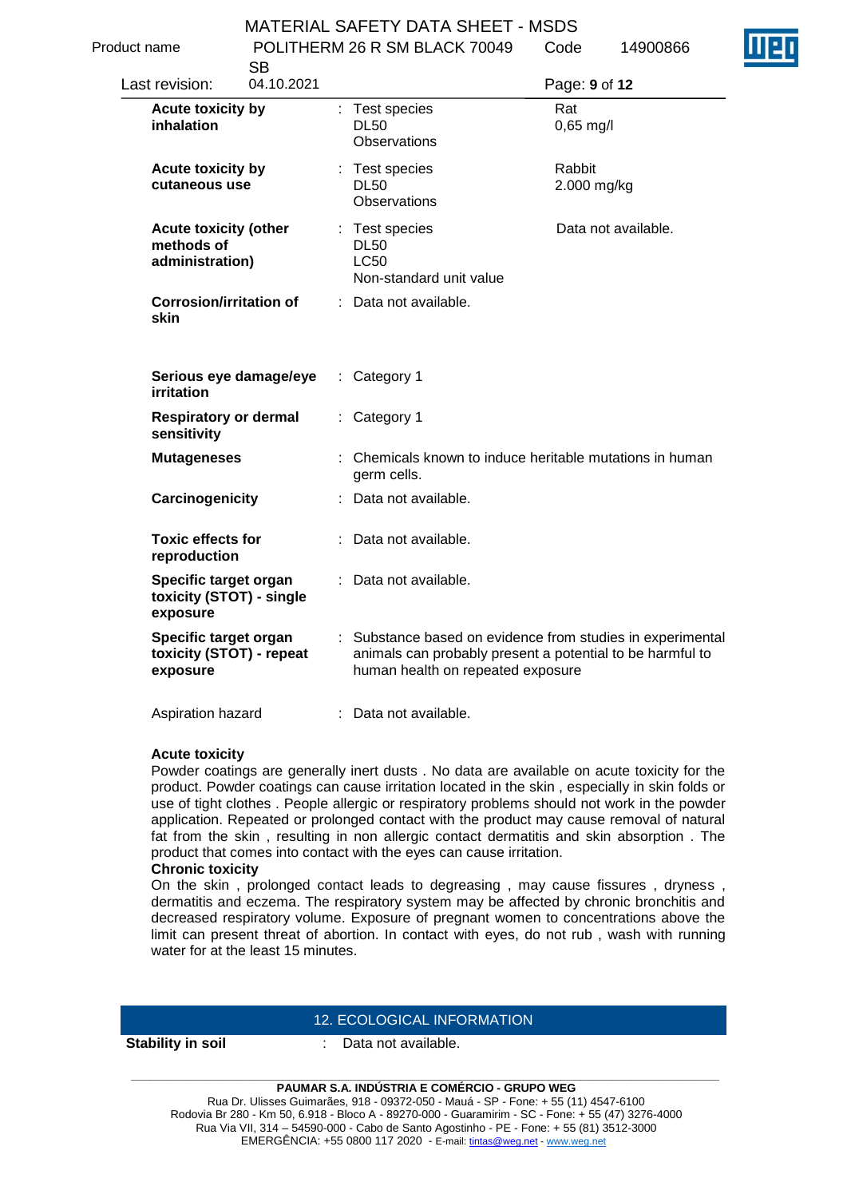| | | | |
|---|---|---|---|
| **Acute toxicity by inhalation** | : | Test species<br>DL50<br>Observations | Rat<br>0,65 mg/l |
| **Acute toxicity by cutaneous use** | : | Test species<br>DL50<br>Observations | Rabbit<br>2.000 mg/kg |
| **Acute toxicity (other methods of administration)** | : | Test species<br>DL50<br>LC50<br>Non-standard unit value | Data not available. |
| **Corrosion/irritation of skin** | : | Data not available. | |
| **Serious eye damage/eye irritation** | : | Category 1 | |
| **Respiratory or dermal sensitivity** | : | Category 1 | |
| **Mutageneses** | : | Chemicals known to induce heritable mutations in human germ cells. | |
| **Carcinogenicity** | : | Data not available. | |
| **Toxic effects for reproduction** | : | Data not available. | |
| **Specific target organ toxicity (STOT) - single exposure** | : | Data not available. | |
| **Specific target organ toxicity (STOT) - repeat exposure** | : | Substance based on evidence from studies in experimental animals can probably present a potential to be harmful to human health on repeated exposure | |
| Aspiration hazard | : | Data not available. | |

**Acute toxicity**
Powder coatings are generally inert dusts . No data are available on acute toxicity for the product. Powder coatings can cause irritation located in the skin , especially in skin folds or use of tight clothes . People allergic or respiratory problems should not work in the powder application. Repeated or prolonged contact with the product may cause removal of natural fat from the skin , resulting in non allergic contact dermatitis and skin absorption . The product that comes into contact with the eyes can cause irritation.
**Chronic toxicity**
On the skin , prolonged contact leads to degreasing , may cause fissures , dryness , dermatitis and eczema. The respiratory system may be affected by chronic bronchitis and decreased respiratory volume. Exposure of pregnant women to concentrations above the limit can present threat of abortion. In contact with eyes, do not rub , wash with running water for at the least 15 minutes.

## 12. ECOLOGICAL INFORMATION

**Stability in soil** : Data not available.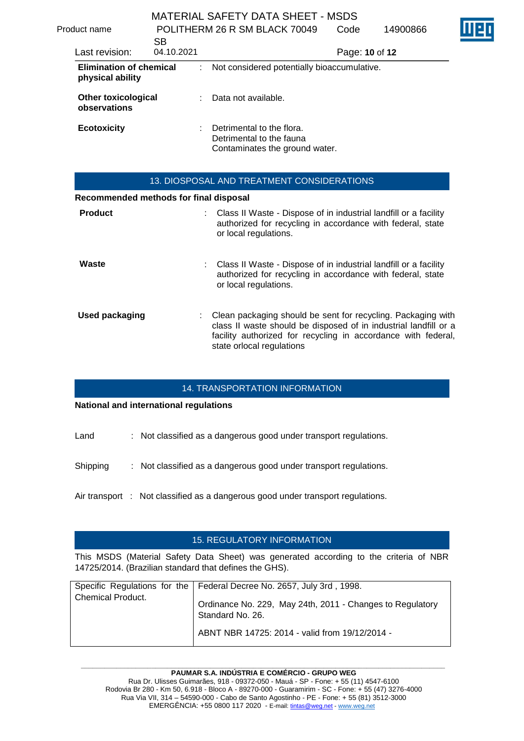**Elimination of chemical physical ability** : Not considered potentially bioaccumulative.

**Other toxicological observations** : Data not available.

**Ecotoxicity** : Detrimental to the flora.
Detrimental to the fauna
Contaminates the ground water.

## 13. DIOSPOSAL AND TREATMENT CONSIDERATIONS

**Recommended methods for final disposal**

**Product** : Class II Waste - Dispose of in industrial landfill or a facility authorized for recycling in accordance with federal, state or local regulations.

**Waste** : Class II Waste - Dispose of in industrial landfill or a facility authorized for recycling in accordance with federal, state or local regulations.

**Used packaging** : Clean packaging should be sent for recycling. Packaging with class II waste should be disposed of in industrial landfill or a facility authorized for recycling in accordance with federal, state orlocal regulations

## 14. TRANSPORTATION INFORMATION

**National and international regulations**

Land : Not classified as a dangerous good under transport regulations.

Shipping : Not classified as a dangerous good under transport regulations.

Air transport : Not classified as a dangerous good under transport regulations.

## 15. REGULATORY INFORMATION

This MSDS (Material Safety Data Sheet) was generated according to the criteria of NBR 14725/2014. (Brazilian standard that defines the GHS).

| Specific Regulations for the Chemical Product. | Federal Decree No. 2657, July 3rd , 1998.<br><br>Ordinance No. 229, May 24th, 2011 - Changes to Regulatory Standard No. 26.<br><br>ABNT NBR 14725: 2014 - valid from 19/12/2014 - |
|---|---|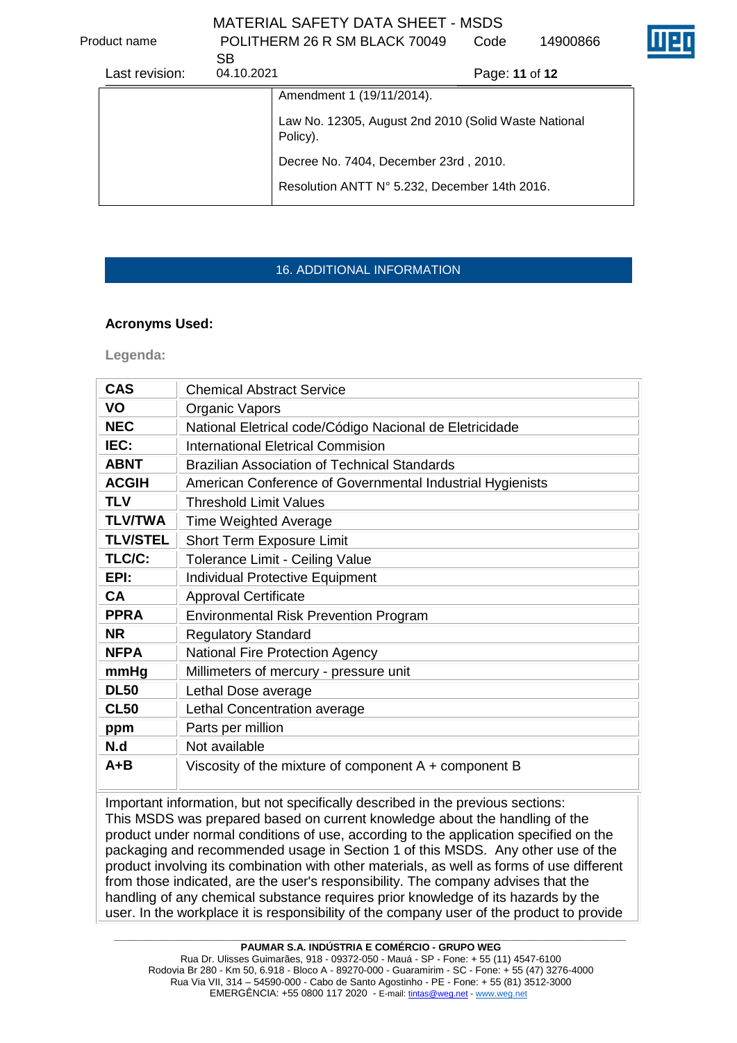| | Amendment 1 (19/11/2014).<br><br>Law No. 12305, August 2nd 2010 (Solid Waste National Policy).<br><br>Decree No. 7404, December 23rd , 2010.<br><br>Resolution ANTT N° 5.232, December 14th 2016. |
|---|---|

## 16. ADDITIONAL INFORMATION

**Acronyms Used:**

**Legenda:**

| | |
|---|---|
| **CAS** | Chemical Abstract Service |
| **VO** | Organic Vapors |
| **NEC** | National Eletrical code/Código Nacional de Eletricidade |
| **IEC:** | International Eletrical Commision |
| **ABNT** | Brazilian Association of Technical Standards |
| **ACGIH** | American Conference of Governmental Industrial Hygienists |
| **TLV** | Threshold Limit Values |
| **TLV/TWA** | Time Weighted Average |
| **TLV/STEL** | Short Term Exposure Limit |
| **TLC/C:** | Tolerance Limit - Ceiling Value |
| **EPI:** | Individual Protective Equipment |
| **CA** | Approval Certificate |
| **PPRA** | Environmental Risk Prevention Program |
| **NR** | Regulatory Standard |
| **NFPA** | National Fire Protection Agency |
| **mmHg** | Millimeters of mercury - pressure unit |
| **DL50** | Lethal Dose average |
| **CL50** | Lethal Concentration average |
| **ppm** | Parts per million |
| **N.d** | Not available |
| **A+B** | Viscosity of the mixture of component A + component B |

Important information, but not specifically described in the previous sections: This MSDS was prepared based on current knowledge about the handling of the product under normal conditions of use, according to the application specified on the packaging and recommended usage in Section 1 of this MSDS. Any other use of the product involving its combination with other materials, as well as forms of use different from those indicated, are the user's responsibility. The company advises that the handling of any chemical substance requires prior knowledge of its hazards by the user. In the workplace it is responsibility of the company user of the product to provide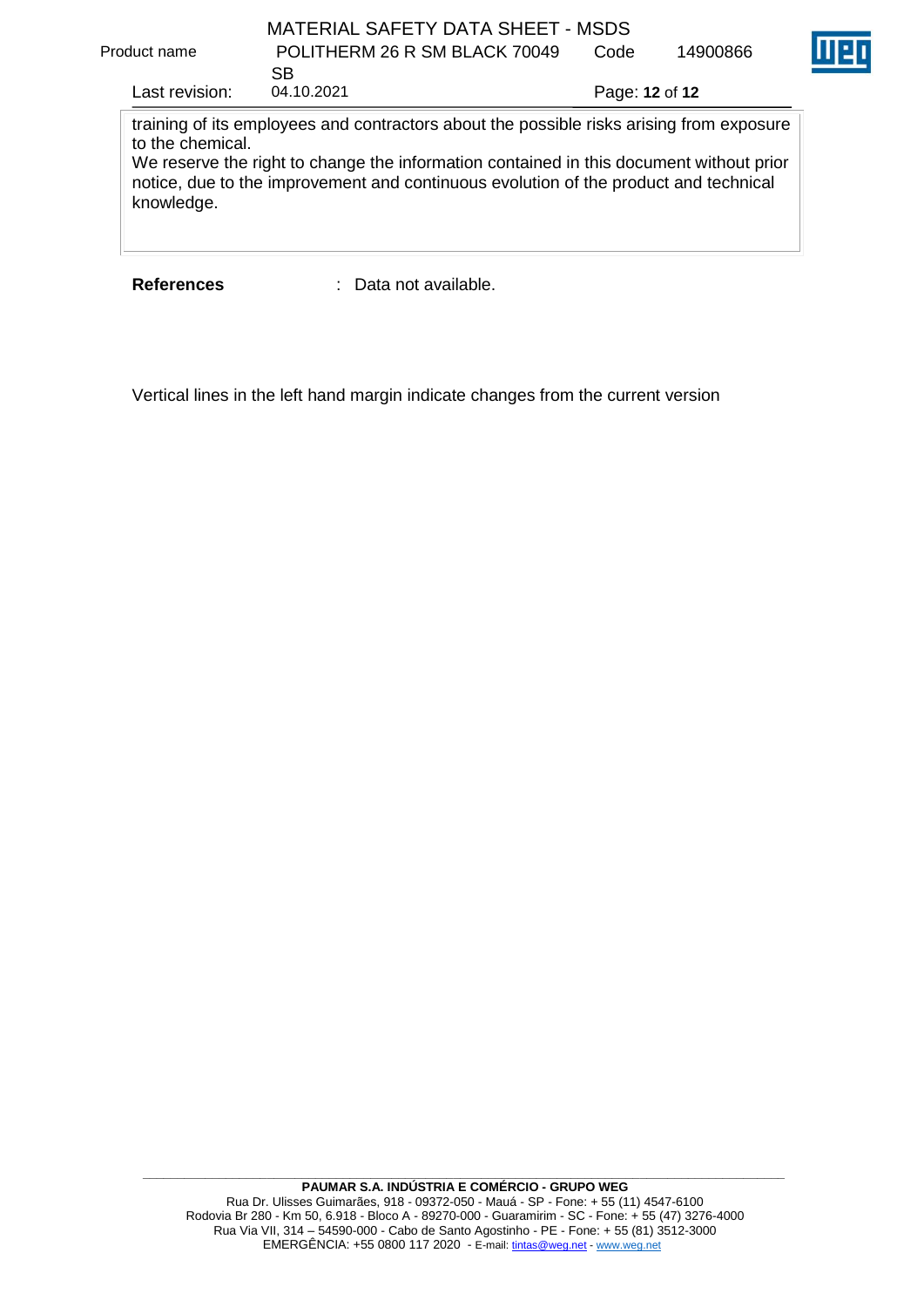training of its employees and contractors about the possible risks arising from exposure to the chemical.
We reserve the right to change the information contained in this document without prior notice, due to the improvement and continuous evolution of the product and technical knowledge.

**References** : Data not available.

Vertical lines in the left hand margin indicate changes from the current version